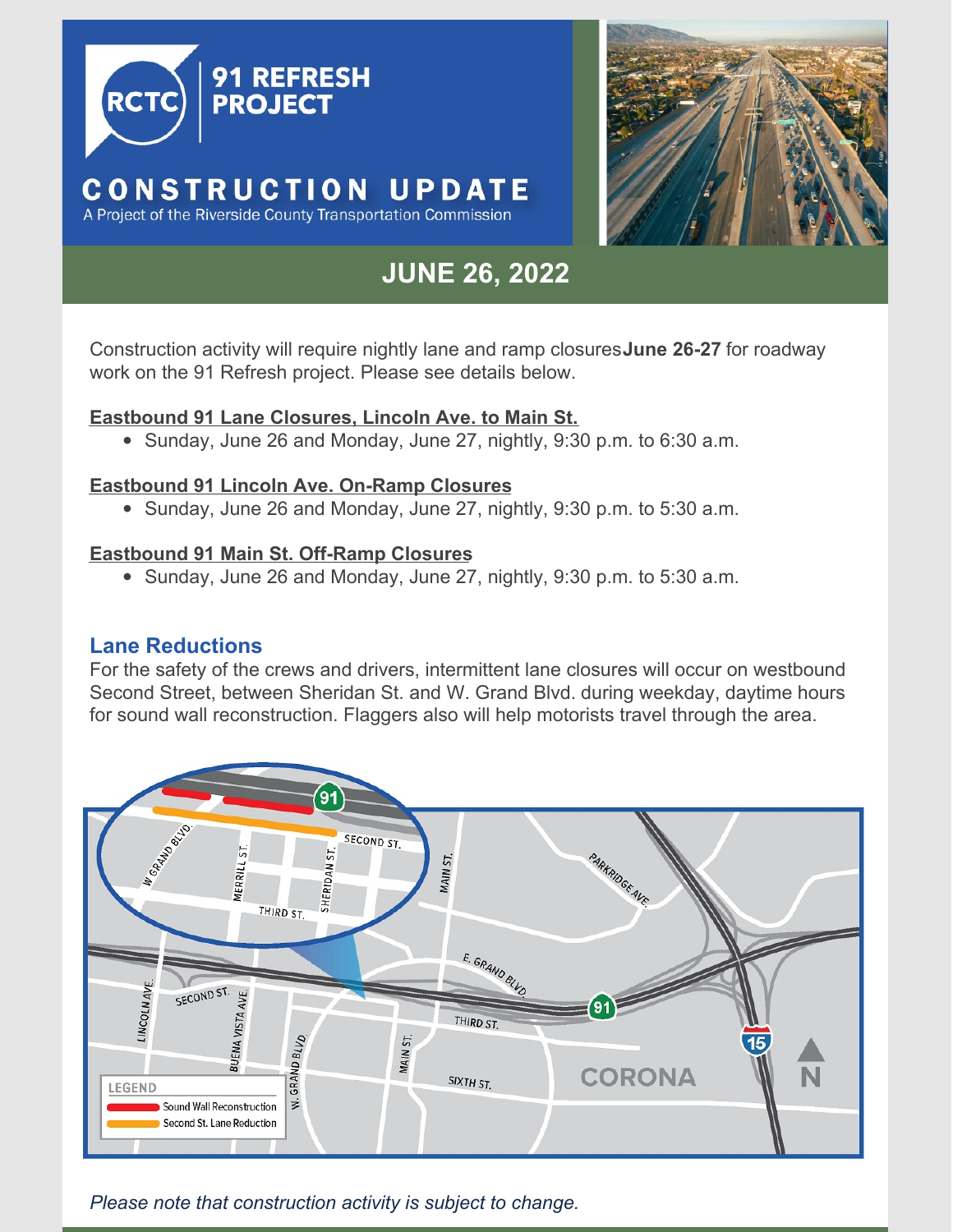# 91 REFRESH PROJECT

## CONSTRUCTION UPDATE

A Project of the Riverside County Transportation Commission

## JUNE 26, 2022

Construction activity will require nightly lane and ramp closures **June 26-27** for roadway work on the 91 Refresh project. Please see details below.

**Eastbound 91 Lane Closures, Lincoln Ave. to Main St.**

- Sunday, June 26 and Monday, June 27, nightly, 9:30 p.m. to 6:30 a.m.

**Eastbound 91 Lincoln Ave. On-Ramp Closures**

- Sunday, June 26 and Monday, June 27, nightly, 9:30 p.m. to 5:30 a.m.

**Eastbound 91 Main St. Off-Ramp Closures**

- Sunday, June 26 and Monday, June 27, nightly, 9:30 p.m. to 5:30 a.m.

### Lane Reductions

For the safety of the crews and drivers, intermittent lane closures will occur on westbound Second Street, between Sheridan St. and W. Grand Blvd. during weekday, daytime hours for sound wall reconstruction. Flaggers also will help motorists travel through the area.

LEGEND
Sound Wall Reconstruction
Second St. Lane Reduction

*Please note that construction activity is subject to change.*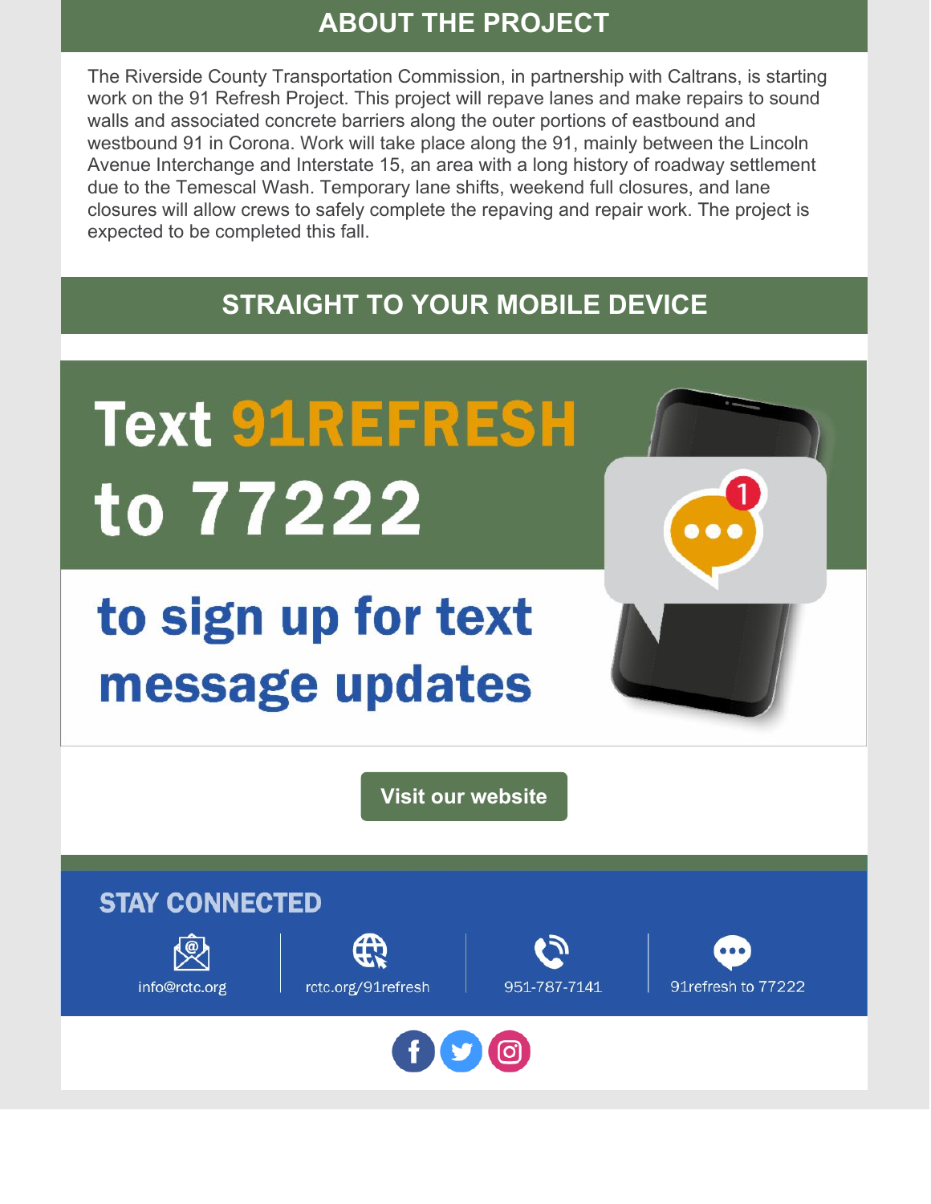## ABOUT THE PROJECT

The Riverside County Transportation Commission, in partnership with Caltrans, is starting work on the 91 Refresh Project. This project will repave lanes and make repairs to sound walls and associated concrete barriers along the outer portions of eastbound and westbound 91 in Corona. Work will take place along the 91, mainly between the Lincoln Avenue Interchange and Interstate 15, an area with a long history of roadway settlement due to the Temescal Wash. Temporary lane shifts, weekend full closures, and lane closures will allow crews to safely complete the repaving and repair work. The project is expected to be completed this fall.

## STRAIGHT TO YOUR MOBILE DEVICE

**Text 91REFRESH to 77222**

**to sign up for text message updates**

**Visit our website**

## STAY CONNECTED

info@rctc.org | rctc.org/91refresh | 951-787-7141 | 91refresh to 77222